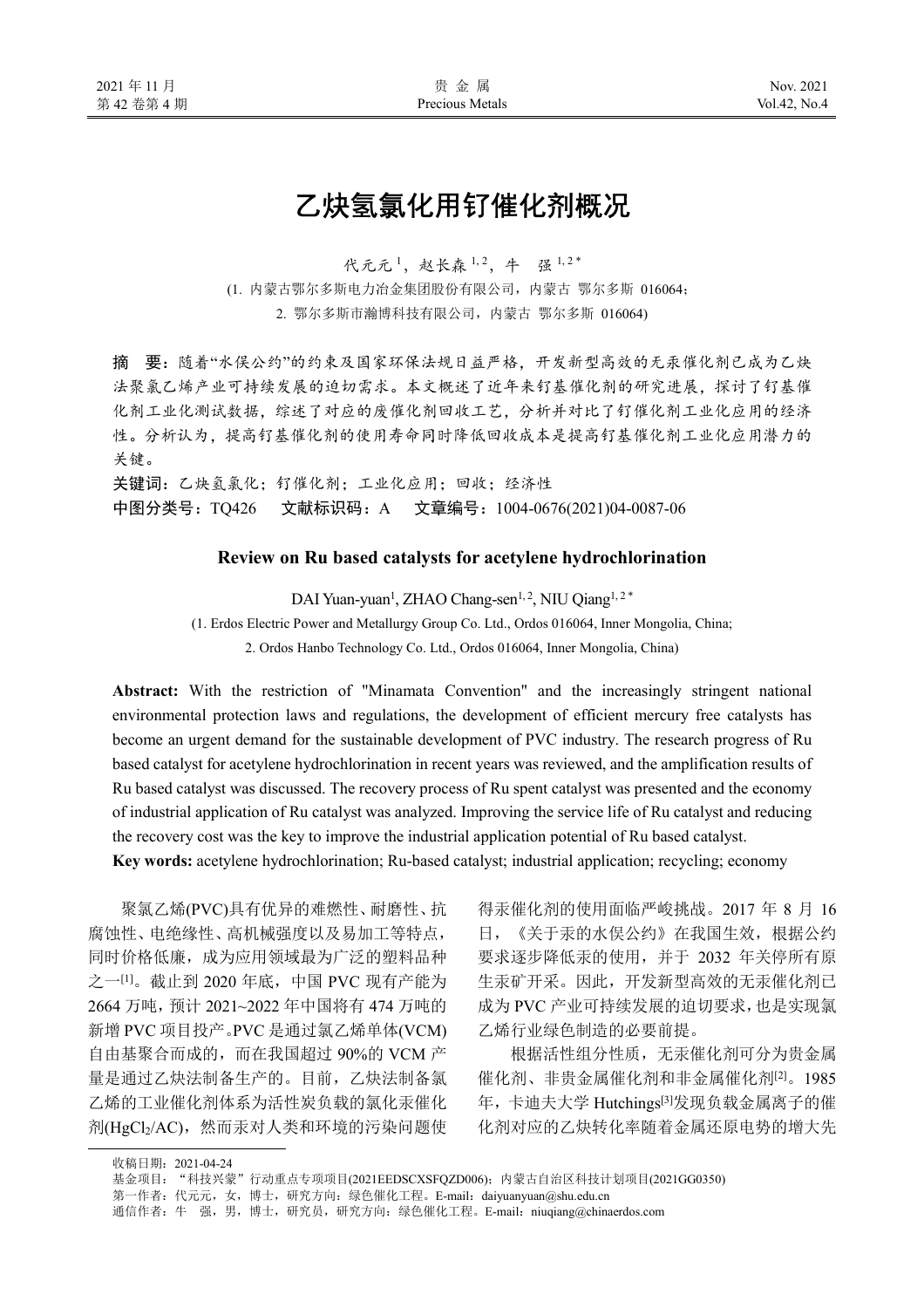# 乙炔氢氯化用钌催化剂概况

代元元[1]，赵长森[1,2]，牛　强[1,2*]

(1. 内蒙古鄂尔多斯电力冶金集团股份有限公司，内蒙古 鄂尔多斯 016064；
2. 鄂尔多斯市瀚博科技有限公司，内蒙古 鄂尔多斯 016064)

**摘　要：** 随着“水俣公约”的约束及国家环保法规日益严格，开发新型高效的无汞催化剂已成为乙炔法聚氯乙烯产业可持续发展的迫切需求。本文概述了近年来钌基催化剂的研究进展，探讨了钌基催化剂工业化测试数据，综述了对应的废催化剂回收工艺，分析并对比了钌催化剂工业化应用的经济性。分析认为，提高钌基催化剂的使用寿命同时降低回收成本是提高钌基催化剂工业化应用潜力的关键。

**关键词：** 乙炔氢氯化；钌催化剂；工业化应用；回收；经济性

**中图分类号：** TQ426　　**文献标识码：** A　　**文章编号：** 1004-0676(2021)04-0087-06

## Review on Ru based catalysts for acetylene hydrochlorination

DAI Yuan-yuan[1], ZHAO Chang-sen[1,2], NIU Qiang[1,2*]

(1. Erdos Electric Power and Metallurgy Group Co. Ltd., Ordos 016064, Inner Mongolia, China;
2. Ordos Hanbo Technology Co. Ltd., Ordos 016064, Inner Mongolia, China)

**Abstract:** With the restriction of "Minamata Convention" and the increasingly stringent national environmental protection laws and regulations, the development of efficient mercury free catalysts has become an urgent demand for the sustainable development of PVC industry. The research progress of Ru based catalyst for acetylene hydrochlorination in recent years was reviewed, and the amplification results of Ru based catalyst was discussed. The recovery process of Ru spent catalyst was presented and the economy of industrial application of Ru catalyst was analyzed. Improving the service life of Ru catalyst and reducing the recovery cost was the key to improve the industrial application potential of Ru based catalyst.

**Key words:** acetylene hydrochlorination; Ru-based catalyst; industrial application; recycling; economy

聚氯乙烯(PVC)具有优异的难燃性、耐磨性、抗腐蚀性、电绝缘性、高机械强度以及易加工等特点，同时价格低廉，成为应用领域最为广泛的塑料品种之一[1]。截止到 2020 年底，中国 PVC 现有产能为 2664 万吨，预计 2021~2022 年中国将有 474 万吨的新增 PVC 项目投产。PVC 是通过氯乙烯单体(VCM)自由基聚合而成的，而在我国超过 90%的 VCM 产量是通过乙炔法制备生产的。目前，乙炔法制备氯乙烯的工业催化剂体系为活性炭负载的氯化汞催化剂($HgCl_2$/AC)，然而汞对人类和环境的污染问题使得汞催化剂的使用面临严峻挑战。2017 年 8 月 16 日，《关于汞的水俣公约》在我国生效，根据公约要求逐步降低汞的使用，并于 2032 年关停所有原生汞矿开采。因此，开发新型高效的无汞催化剂已成为 PVC 产业可持续发展的迫切要求，也是实现氯乙烯行业绿色制造的必要前提。

根据活性组分性质，无汞催化剂可分为贵金属催化剂、非贵金属催化剂和非金属催化剂[2]。1985 年，卡迪夫大学 Hutchings[3]发现负载金属离子的催化剂对应的乙炔转化率随着金属还原电势的增大先

---

收稿日期：2021-04-24

基金项目：“科技兴蒙”行动重点专项项目(2021EEDSCXSFQZD006)；内蒙古自治区科技计划项目(2021GG0350)

第一作者：代元元，女，博士，研究方向：绿色催化工程。E-mail：daiyuanyuan@shu.edu.cn

通信作者：牛　强，男，博士，研究员，研究方向：绿色催化工程。E-mail：niuqiang@chinaerdos.com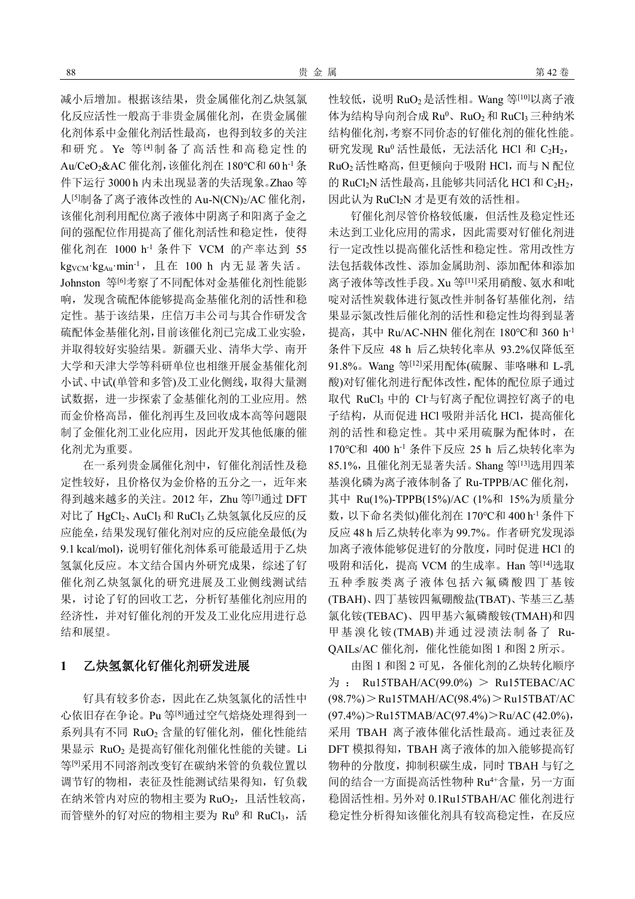减小后增加。根据该结果，贵金属催化剂乙炔氢氯化反应活性一般高于非贵金属催化剂，在贵金属催化剂体系中金催化剂活性最高，也得到较多的关注和研究。Ye 等[4]制备了高活性和高稳定性的 $Au/CeO_2$&AC 催化剂，该催化剂在 180℃和 60 $h^{-1}$ 条件下运行 3000 h 内未出现显著的失活现象。Zhao 等人[5]制备了离子液体改性的 $Au\text{-}N(CN)_2/AC$ 催化剂，该催化剂利用配位离子液体中阴离子和阳离子金之间的强配位作用提高了催化剂活性和稳定性，使得催化剂在 1000 $h^{-1}$ 条件下 VCM 的产率达到 55 $kg_{VCM}\cdot kg_{Au}\cdot min^{-1}$，且在 100 h 内无显著失活。Johnston 等[6]考察了不同配体对金基催化剂性能影响，发现含硫配体能够提高金基催化剂的活性和稳定性。基于该结果，庄信万丰公司与其合作研发含硫配体金基催化剂，目前该催化剂已完成工业实验，并取得较好实验结果。新疆天业、清华大学、南开大学和天津大学等科研单位也相继开展金基催化剂小试、中试(单管和多管)及工业化侧线，取得大量测试数据，进一步探索了金基催化剂的工业应用。然而金价格高昂，催化剂再生及回收成本高等问题限制了金催化剂工业化应用，因此开发其他低廉的催化剂尤为重要。

在一系列贵金属催化剂中，钌催化剂活性及稳定性较好，且价格仅为金价格的五分之一，近年来得到越来越多的关注。2012 年，Zhu 等[7]通过 DFT 对比了 $HgCl_2$、$AuCl_3$ 和 $RuCl_3$ 乙炔氢氯化反应的反应能垒，结果发现钌催化剂对应的反应能垒最低(为 9.1 kcal/mol)，说明钌催化剂体系可能最适用于乙炔氢氯化反应。本文结合国内外研究成果，综述了钌催化剂乙炔氢氯化的研究进展及工业侧线测试结果，讨论了钌的回收工艺，分析钌基催化剂应用的经济性，并对钌催化剂的开发及工业化应用进行总结和展望。

## 1　乙炔氢氯化钌催化剂研发进展

钌具有较多价态，因此在乙炔氢氯化的活性中心依旧存在争论。Pu 等[8]通过空气焙烧处理得到一系列具有不同 $RuO_2$ 含量的钌催化剂，催化性能结果显示 $RuO_2$ 是提高钌催化剂催化性能的关键。Li 等[9]采用不同溶剂改变钌在碳纳米管的负载位置以调节钌的物相，表征及性能测试结果得知，钌负载在纳米管内对应的物相主要为 $RuO_2$，且活性较高，而管壁外的钌对应的物相主要为 $Ru^0$ 和 $RuCl_3$，活性较低，说明 $RuO_2$ 是活性相。Wang 等[10]以离子液体为结构导向剂合成 $Ru^0$、$RuO_2$ 和 $RuCl_3$ 三种纳米结构催化剂，考察不同价态的钌催化剂的催化性能。研究发现 $Ru^0$ 活性最低，无法活化 HCl 和 $C_2H_2$，$RuO_2$ 活性略高，但更倾向于吸附 HCl，而与 N 配位的 $RuCl_2N$ 活性最高，且能够共同活化 HCl 和 $C_2H_2$，因此认为 $RuCl_2N$ 才是更有效的活性相。

钌催化剂尽管价格较低廉，但活性及稳定性还未达到工业化应用的需求，因此需要对钌催化剂进行一定改性以提高催化活性和稳定性。常用改性方法包括载体改性、添加金属助剂、添加配体和添加离子液体等改性手段。Xu 等[11]采用硝酸、氨水和吡啶对活性炭载体进行氮改性并制备钌基催化剂，结果显示氮改性后催化剂的活性和稳定性均得到显著提高，其中 Ru/AC-NHN 催化剂在 180℃和 360 $h^{-1}$ 条件下反应 48 h 后乙炔转化率从 93.2%仅降低至 91.8%。Wang 等[12]采用配体(硫脲、菲咯啉和 L-乳酸)对钌催化剂进行配体改性，配体的配位原子通过取代 $RuCl_3$ 中的 $Cl^-$与钌离子配位调控钌离子的电子结构，从而促进 HCl 吸附并活化 HCl，提高催化剂的活性和稳定性。其中采用硫脲为配体时，在 170℃和 400 $h^{-1}$ 条件下反应 25 h 后乙炔转化率为 85.1%，且催化剂无显著失活。Shang 等[13]选用四苯基溴化磷为离子液体制备了 Ru-TPPB/AC 催化剂，其中 Ru(1%)-TPPB(15%)/AC (1%和 15%为质量分数，以下命名类似)催化剂在 170℃和 400 $h^{-1}$ 条件下反应 48 h 后乙炔转化率为 99.7%。作者研究发现添加离子液体能够促进钌的分散度，同时促进 HCl 的吸附和活化，提高 VCM 的生成率。Han 等[14]选取五种季胺类离子液体包括六氟磷酸四丁基铵(TBAH)、四丁基铵四氟硼酸盐(TBAT)、苄基三乙基氯化铵(TEBAC)、四甲基六氟磷酸铵(TMAH)和四甲基溴化铵(TMAB)并通过浸渍法制备了 Ru-QAILs/AC 催化剂，催化性能如图 1 和图 2 所示。

由图 1 和图 2 可见，各催化剂的乙炔转化顺序为：Ru15TBAH/AC(99.0%) ＞ Ru15TEBAC/AC (98.7%)＞Ru15TMAH/AC(98.4%)＞Ru15TBAT/AC (97.4%)＞Ru15TMAB/AC(97.4%)＞Ru/AC (42.0%)，采用 TBAH 离子液体催化活性最高。通过表征及 DFT 模拟得知，TBAH 离子液体的加入能够提高钌物种的分散度，抑制积碳生成，同时 TBAH 与钌之间的结合一方面提高活性物种 $Ru^{4+}$含量，另一方面稳固活性相。另外对 0.1Ru15TBAH/AC 催化剂进行稳定性分析得知该催化剂具有较高稳定性，在反应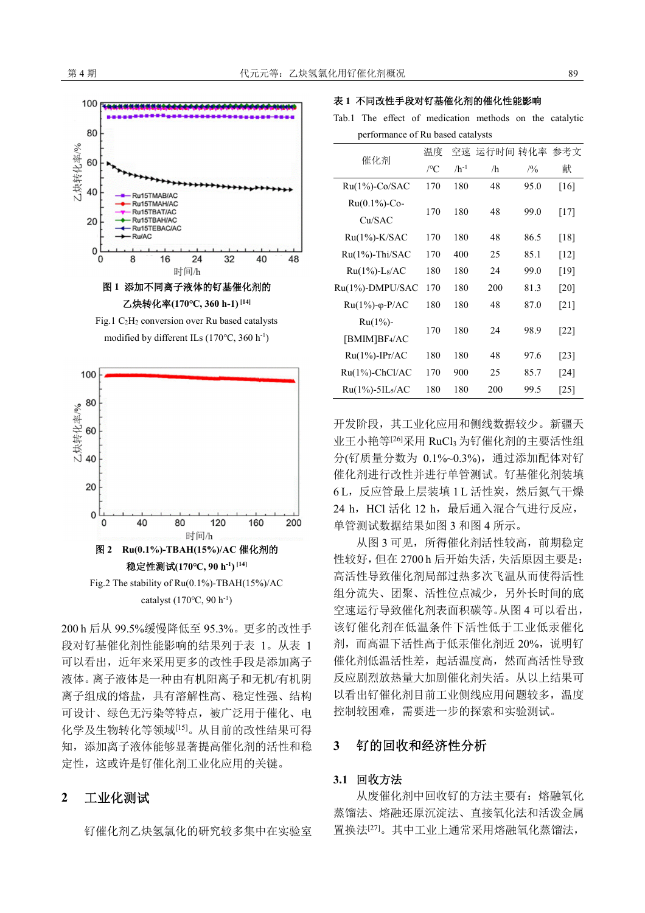图 1 添加不同离子液体的钌基催化剂的乙炔转化率(170℃, 360 h-1) [14]

Fig.1 $C_2H_2$ conversion over Ru based catalysts modified by different ILs (170℃, 360 $h^{-1}$)

图 2 Ru(0.1%)-TBAH(15%)/AC 催化剂的稳定性测试(170℃, 90 $h^{-1}$) [14]

Fig.2 The stability of Ru(0.1%)-TBAH(15%)/AC catalyst (170℃, 90 $h^{-1}$)

200 h 后从 99.5%缓慢降低至 95.3%。更多的改性手段对钌基催化剂性能影响的结果列于表 1。从表 1 可以看出，近年来采用更多的改性手段是添加离子液体。离子液体是一种由有机阳离子和无机/有机阴离子组成的熔盐，具有溶解性高、稳定性强、结构可设计、绿色无污染等特点，被广泛用于催化、电化学及生物转化等领域[15]。从目前的改性结果可得知，添加离子液体能够显著提高催化剂的活性和稳定性，这或许是钌催化剂工业化应用的关键。

## 2 工业化测试

钌催化剂乙炔氢氯化的研究较多集中在实验室

**表 1 不同改性手段对钌基催化剂的催化性能影响**

Tab.1 The effect of medication methods on the catalytic performance of Ru based catalysts

| 催化剂 | 温度 /℃ | 空速 /$h^{-1}$ | 运行时间 /h | 转化率 /% | 参考文献 |
|---|---|---|---|---|---|
| Ru(1%)-Co/SAC | 170 | 180 | 48 | 95.0 | [16] |
| Ru(0.1%)-Co-Cu/SAC | 170 | 180 | 48 | 99.0 | [17] |
| Ru(1%)-K/SAC | 170 | 180 | 48 | 86.5 | [18] |
| Ru(1%)-Thi/SAC | 170 | 400 | 25 | 85.1 | [12] |
| Ru(1%)-$L_s$/AC | 180 | 180 | 24 | 99.0 | [19] |
| Ru(1%)-DMPU/SAC | 170 | 180 | 200 | 81.3 | [20] |
| Ru(1%)-φ-P/AC | 180 | 180 | 48 | 87.0 | [21] |
| Ru(1%)-[BMIM]$BF_4$/AC | 170 | 180 | 24 | 98.9 | [22] |
| Ru(1%)-IPr/AC | 180 | 180 | 48 | 97.6 | [23] |
| Ru(1%)-ChCl/AC | 170 | 900 | 25 | 85.7 | [24] |
| Ru(1%)-5$IL_s$/AC | 180 | 180 | 200 | 99.5 | [25] |

开发阶段，其工业化应用和侧线数据较少。新疆天业王小艳等[26]采用 $RuCl_3$ 为钌催化剂的主要活性组分(钌质量分数为 0.1%~0.3%)，通过添加配体对钌催化剂进行改性并进行单管测试。钌基催化剂装填 6 L，反应管最上层装填 1 L 活性炭，然后氮气干燥 24 h，HCl 活化 12 h，最后通入混合气进行反应，单管测试数据结果如图 3 和图 4 所示。

从图 3 可见，所得催化剂活性较高，前期稳定性较好，但在 2700 h 后开始失活，失活原因主要是：高活性导致催化剂局部过热多次飞温从而使得活性组分流失、团聚、活性位点减少，另外长时间的底空速运行导致催化剂表面积碳等。从图 4 可以看出，该钌催化剂在低温条件下活性低于工业低汞催化剂，而高温下活性高于低汞催化剂近 20%，说明钌催化剂低温活性差，起活温度高，然而高活性导致反应剧烈放热量大加剧催化剂失活。从以上结果可以看出钌催化剂目前工业侧线应用问题较多，温度控制较困难，需要进一步的探索和实验测试。

## 3 钌的回收和经济性分析

### 3.1 回收方法

从废催化剂中回收钌的方法主要有：熔融氧化蒸馏法、熔融还原沉淀法、直接氧化法和活泼金属置换法[27]。其中工业上通常采用熔融氧化蒸馏法，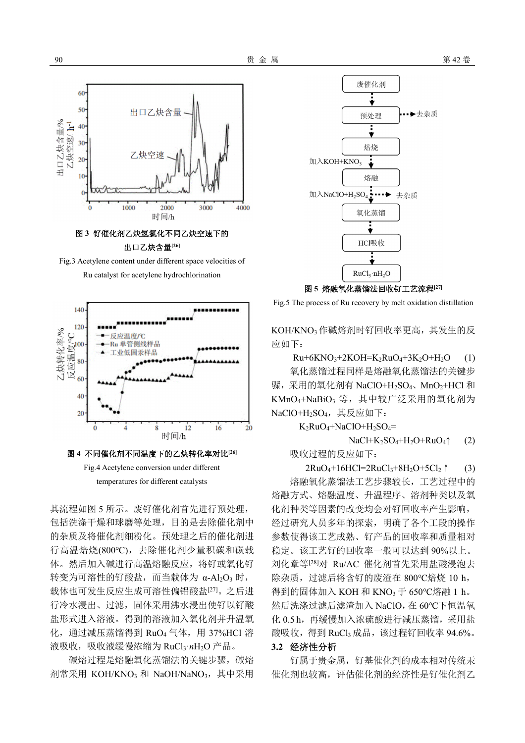图 3 钌催化剂乙炔氢氯化不同乙炔空速下的出口乙炔含量[26]

Fig.3 Acetylene content under different space velocities of Ru catalyst for acetylene hydrochlorination

图 4 不同催化剂不同温度下的乙炔转化率对比[26]

Fig.4 Acetylene conversion under different temperatures for different catalysts

其流程如图 5 所示。废钌催化剂首先进行预处理，包括洗涤干燥和球磨等处理，目的是去除催化剂中的杂质及将催化剂细粉化。预处理之后的催化剂进行高温焙烧(800℃)，去除催化剂少量积碳和碳载体。然后加入碱进行高温熔融反应，将钌或氧化钌转变为可溶性的钌酸盐，而当载体为 α-$Al_2O_3$ 时，载体也可发生反应生成可溶性偏铝酸盐[27]。之后进行冷水浸出、过滤，固体采用沸水浸出使钌以钌酸盐形式进入溶液。得到的溶液加入氧化剂并升温氧化，通过减压蒸馏得到 $RuO_4$ 气体，用 37%HCl 溶液吸收，吸收液缓慢浓缩为 $RuCl_3{\cdot}nH_2O$ 产品。

碱熔过程是熔融氧化蒸馏法的关键步骤，碱熔剂常采用 $KOH/KNO_3$ 和 $NaOH/NaNO_3$，其中采用

图 5 熔融氧化蒸馏法回收钌工艺流程[27]

Fig.5 The process of Ru recovery by melt oxidation distillation

$KOH/KNO_3$ 作碱熔剂时钌回收率更高，其发生的反应如下：

$$Ru+6KNO_3+2KOH=K_2RuO_4+3K_2O+H_2O \quad (1)$$

氧化蒸馏过程同样是熔融氧化蒸馏法的关键步骤，采用的氧化剂有 $NaClO+H_2SO_4$、$MnO_2+HCl$ 和 $KMnO_4+NaBiO_3$ 等，其中较广泛采用的氧化剂为 $NaClO+H_2SO_4$，其反应如下：

$$K_2RuO_4+NaClO+H_2SO_4=NaCl+K_2SO_4+H_2O+RuO_4\uparrow \quad (2)$$

吸收过程的反应如下：

$$2RuO_4+16HCl=2RuCl_3+8H_2O+5Cl_2\uparrow \quad (3)$$

熔融氧化蒸馏法工艺步骤较长，工艺过程中的熔融方式、熔融温度、升温程序、溶剂种类以及氧化剂种类等因素的改变均会对钌回收率产生影响，经过研究人员多年的探索，明确了各个工段的操作参数使得该工艺成熟、钌产品的回收率和质量相对稳定。该工艺钌的回收率一般可以达到 90%以上。刘化章等[28]对 Ru/AC 催化剂首先采用盐酸浸泡去除杂质，过滤后将含钌的废渣在 800℃焙烧 10 h，得到的固体加入 KOH 和 $KNO_3$ 于 650℃熔融 1 h。然后洗涤过滤后滤渣加入 NaClO，在 60℃下恒温氧化 0.5 h，再缓慢加入浓硫酸进行减压蒸馏，采用盐酸吸收，得到 $RuCl_3$ 成品，该过程钌回收率 94.6%。

### 3.2 经济性分析

钌属于贵金属，钌基催化剂的成本相对传统汞催化剂也较高，评估催化剂的经济性是钌催化剂乙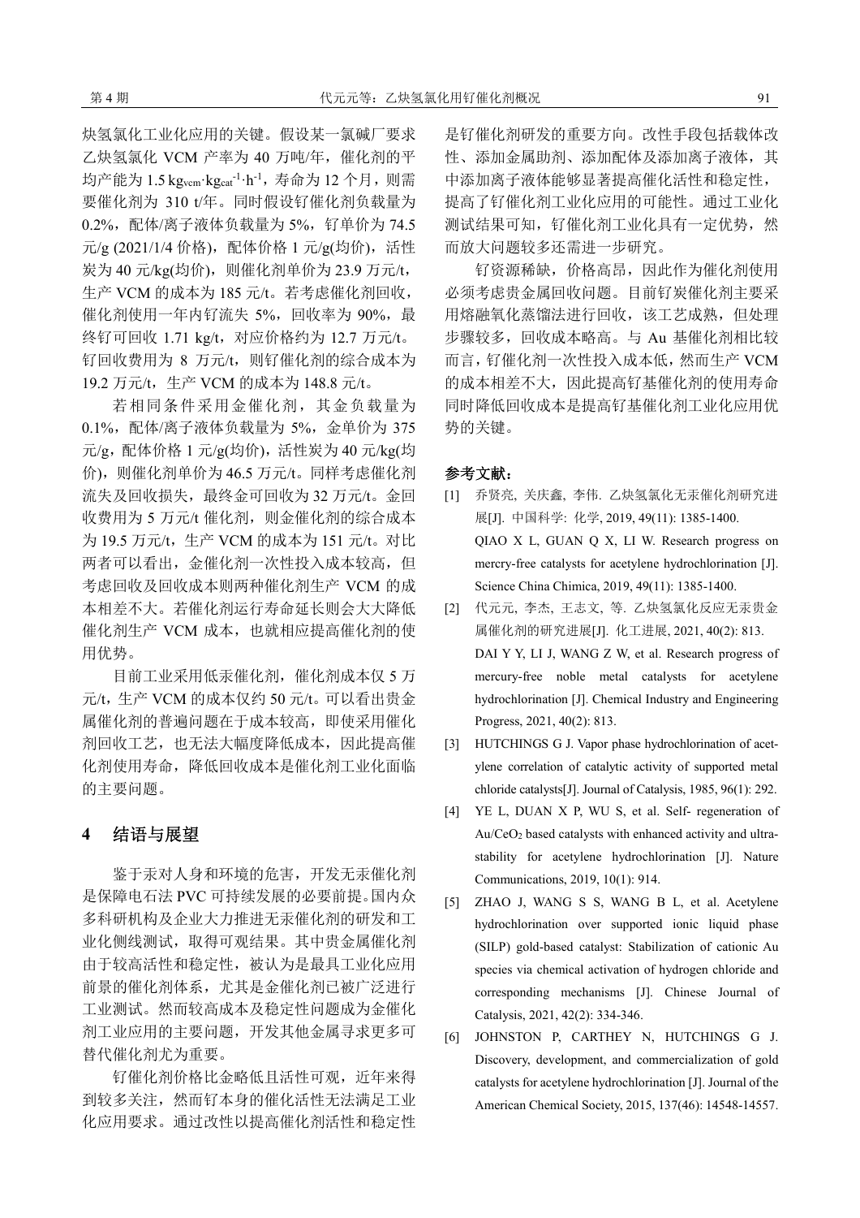炔氢氯化工业化应用的关键。假设某一氯碱厂要求乙炔氢氯化 VCM 产率为 40 万吨/年，催化剂的平均产能为 1.5 $kg_{vcm}\cdot kg_{cat}^{-1}\cdot h^{-1}$，寿命为 12 个月，则需要催化剂为 310 t/年。同时假设钌催化剂负载量为 0.2%，配体/离子液体负载量为 5%，钌单价为 74.5 元/g (2021/1/4 价格)，配体价格 1 元/g(均价)，活性炭为 40 元/kg(均价)，则催化剂单价为 23.9 万元/t，生产 VCM 的成本为 185 元/t。若考虑催化剂回收，催化剂使用一年内钌流失 5%，回收率为 90%，最终钌可回收 1.71 kg/t，对应价格约为 12.7 万元/t。钌回收费用为 8 万元/t，则钌催化剂的综合成本为 19.2 万元/t，生产 VCM 的成本为 148.8 元/t。

若相同条件采用金催化剂，其金负载量为 0.1%，配体/离子液体负载量为 5%，金单价为 375 元/g，配体价格 1 元/g(均价)，活性炭为 40 元/kg(均价)，则催化剂单价为 46.5 万元/t。同样考虑催化剂流失及回收损失，最终金可回收为 32 万元/t。金回收费用为 5 万元/t 催化剂，则金催化剂的综合成本为 19.5 万元/t，生产 VCM 的成本为 151 元/t。对比两者可以看出，金催化剂一次性投入成本较高，但考虑回收及回收成本则两种催化剂生产 VCM 的成本相差不大。若催化剂运行寿命延长则会大大降低催化剂生产 VCM 成本，也就相应提高催化剂的使用优势。

目前工业采用低汞催化剂，催化剂成本仅 5 万元/t，生产 VCM 的成本仅约 50 元/t。可以看出贵金属催化剂的普遍问题在于成本较高，即使采用催化剂回收工艺，也无法大幅度降低成本，因此提高催化剂使用寿命，降低回收成本是催化剂工业化面临的主要问题。

## 4 结语与展望

鉴于汞对人身和环境的危害，开发无汞催化剂是保障电石法 PVC 可持续发展的必要前提。国内众多科研机构及企业大力推进无汞催化剂的研发和工业化侧线测试，取得可观结果。其中贵金属催化剂由于较高活性和稳定性，被认为是最具工业化应用前景的催化剂体系，尤其是金催化剂已被广泛进行工业测试。然而较高成本及稳定性问题成为金催化剂工业应用的主要问题，开发其他金属寻求更多可替代催化剂尤为重要。

钌催化剂价格比金略低且活性可观，近年来得到较多关注，然而钌本身的催化活性无法满足工业化应用要求。通过改性以提高催化剂活性和稳定性是钌催化剂研发的重要方向。改性手段包括载体改性、添加金属助剂、添加配体及添加离子液体，其中添加离子液体能够显著提高催化活性和稳定性，提高了钌催化剂工业化应用的可能性。通过工业化测试结果可知，钌催化剂工业化具有一定优势，然而放大问题较多还需进一步研究。

钌资源稀缺，价格高昂，因此作为催化剂使用必须考虑贵金属回收问题。目前钌炭催化剂主要采用熔融氧化蒸馏法进行回收，该工艺成熟，但处理步骤较多，回收成本略高。与 Au 基催化剂相比较而言，钌催化剂一次性投入成本低，然而生产 VCM 的成本相差不大，因此提高钌基催化剂的使用寿命同时降低回收成本是提高钌基催化剂工业化应用优势的关键。

**参考文献：**

[1] 乔贤亮, 关庆鑫, 李伟. 乙炔氢氯化无汞催化剂研究进展[J]. 中国科学: 化学, 2019, 49(11): 1385-1400.
QIAO X L, GUAN Q X, LI W. Research progress on mercry-free catalysts for acetylene hydrochlorination [J]. Science China Chimica, 2019, 49(11): 1385-1400.

[2] 代元元, 李杰, 王志文, 等. 乙炔氢氯化反应无汞贵金属催化剂的研究进展[J]. 化工进展, 2021, 40(2): 813.
DAI Y Y, LI J, WANG Z W, et al. Research progress of mercury-free noble metal catalysts for acetylene hydrochlorination [J]. Chemical Industry and Engineering Progress, 2021, 40(2): 813.

[3] HUTCHINGS G J. Vapor phase hydrochlorination of acetylene correlation of catalytic activity of supported metal chloride catalysts[J]. Journal of Catalysis, 1985, 96(1): 292.

[4] YE L, DUAN X P, WU S, et al. Self- regeneration of Au/$CeO_2$ based catalysts with enhanced activity and ultra-stability for acetylene hydrochlorination [J]. Nature Communications, 2019, 10(1): 914.

[5] ZHAO J, WANG S S, WANG B L, et al. Acetylene hydrochlorination over supported ionic liquid phase (SILP) gold-based catalyst: Stabilization of cationic Au species via chemical activation of hydrogen chloride and corresponding mechanisms [J]. Chinese Journal of Catalysis, 2021, 42(2): 334-346.

[6] JOHNSTON P, CARTHEY N, HUTCHINGS G J. Discovery, development, and commercialization of gold catalysts for acetylene hydrochlorination [J]. Journal of the American Chemical Society, 2015, 137(46): 14548-14557.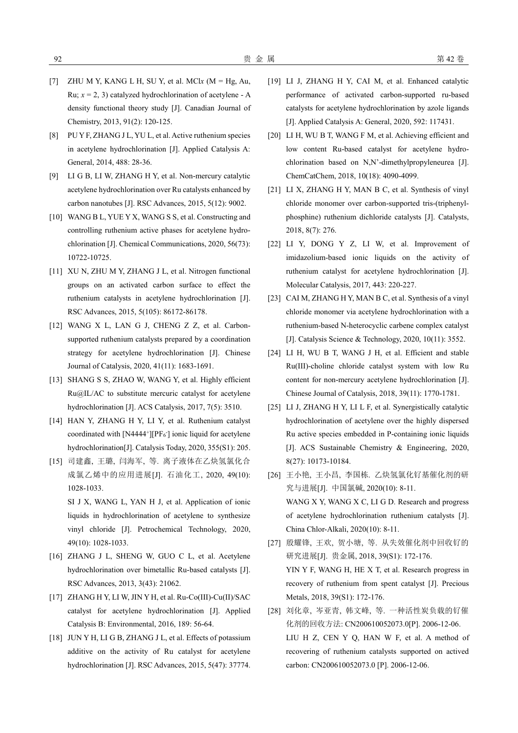[7] ZHU M Y, KANG L H, SU Y, et al. MCl*x* (M = Hg, Au, Ru; *x* = 2, 3) catalyzed hydrochlorination of acetylene - A density functional theory study [J]. Canadian Journal of Chemistry, 2013, 91(2): 120-125.

[8] PU Y F, ZHANG J L, YU L, et al. Active ruthenium species in acetylene hydrochlorination [J]. Applied Catalysis A: General, 2014, 488: 28-36.

[9] LI G B, LI W, ZHANG H Y, et al. Non-mercury catalytic acetylene hydrochlorination over Ru catalysts enhanced by carbon nanotubes [J]. RSC Advances, 2015, 5(12): 9002.

[10] WANG B L, YUE Y X, WANG S S, et al. Constructing and controlling ruthenium active phases for acetylene hydrochlorination [J]. Chemical Communications, 2020, 56(73): 10722-10725.

[11] XU N, ZHU M Y, ZHANG J L, et al. Nitrogen functional groups on an activated carbon surface to effect the ruthenium catalysts in acetylene hydrochlorination [J]. RSC Advances, 2015, 5(105): 86172-86178.

[12] WANG X L, LAN G J, CHENG Z Z, et al. Carbon-supported ruthenium catalysts prepared by a coordination strategy for acetylene hydrochlorination [J]. Chinese Journal of Catalysis, 2020, 41(11): 1683-1691.

[13] SHANG S S, ZHAO W, WANG Y, et al. Highly efficient Ru@IL/AC to substitute mercuric catalyst for acetylene hydrochlorination [J]. ACS Catalysis, 2017, 7(5): 3510.

[14] HAN Y, ZHANG H Y, LI Y, et al. Ruthenium catalyst coordinated with $[N4444^+][PF_6^-]$ ionic liquid for acetylene hydrochlorination[J]. Catalysis Today, 2020, 355(S1): 205.

[15] 司建鑫, 王璐, 闫海军, 等. 离子液体在乙炔氢氯化合成氯乙烯中的应用进展[J]. 石油化工, 2020, 49(10): 1028-1033.
SI J X, WANG L, YAN H J, et al. Application of ionic liquids in hydrochlorination of acetylene to synthesize vinyl chloride [J]. Petrochemical Technology, 2020, 49(10): 1028-1033.

[16] ZHANG J L, SHENG W, GUO C L, et al. Acetylene hydrochlorination over bimetallic Ru-based catalysts [J]. RSC Advances, 2013, 3(43): 21062.

[17] ZHANG H Y, LI W, JIN Y H, et al. Ru-Co(III)-Cu(II)/SAC catalyst for acetylene hydrochlorination [J]. Applied Catalysis B: Environmental, 2016, 189: 56-64.

[18] JUN Y H, LI G B, ZHANG J L, et al. Effects of potassium additive on the activity of Ru catalyst for acetylene hydrochlorination [J]. RSC Advances, 2015, 5(47): 37774.

[19] LI J, ZHANG H Y, CAI M, et al. Enhanced catalytic performance of activated carbon-supported ru-based catalysts for acetylene hydrochlorination by azole ligands [J]. Applied Catalysis A: General, 2020, 592: 117431.

[20] LI H, WU B T, WANG F M, et al. Achieving efficient and low content Ru-based catalyst for acetylene hydrochlorination based on N,N'-dimethylpropyleneurea [J]. ChemCatChem, 2018, 10(18): 4090-4099.

[21] LI X, ZHANG H Y, MAN B C, et al. Synthesis of vinyl chloride monomer over carbon-supported tris-(triphenylphosphine) ruthenium dichloride catalysts [J]. Catalysts, 2018, 8(7): 276.

[22] LI Y, DONG Y Z, LI W, et al. Improvement of imidazolium-based ionic liquids on the activity of ruthenium catalyst for acetylene hydrochlorination [J]. Molecular Catalysis, 2017, 443: 220-227.

[23] CAI M, ZHANG H Y, MAN B C, et al. Synthesis of a vinyl chloride monomer via acetylene hydrochlorination with a ruthenium-based N-heterocyclic carbene complex catalyst [J]. Catalysis Science & Technology, 2020, 10(11): 3552.

[24] LI H, WU B T, WANG J H, et al. Efficient and stable Ru(III)-choline chloride catalyst system with low Ru content for non-mercury acetylene hydrochlorination [J]. Chinese Journal of Catalysis, 2018, 39(11): 1770-1781.

[25] LI J, ZHANG H Y, LI L F, et al. Synergistically catalytic hydrochlorination of acetylene over the highly dispersed Ru active species embedded in P-containing ionic liquids [J]. ACS Sustainable Chemistry & Engineering, 2020, 8(27): 10173-10184.

[26] 王小艳, 王小昌, 李国栋. 乙炔氢氯化钌基催化剂的研究与进展[J]. 中国氯碱, 2020(10): 8-11.
WANG X Y, WANG X C, LI G D. Research and progress of acetylene hydrochlorination ruthenium catalysts [J]. China Chlor-Alkali, 2020(10): 8-11.

[27] 殷耀锋, 王欢, 贺小塘, 等. 从失效催化剂中回收钌的研究进展[J]. 贵金属, 2018, 39(S1): 172-176.
YIN Y F, WANG H, HE X T, et al. Research progress in recovery of ruthenium from spent catalyst [J]. Precious Metals, 2018, 39(S1): 172-176.

[28] 刘化章, 岑亚青, 韩文峰, 等. 一种活性炭负载的钌催化剂的回收方法: CN200610052073.0[P]. 2006-12-06.
LIU H Z, CEN Y Q, HAN W F, et al. A method of recovering of ruthenium catalysts supported on actived carbon: CN200610052073.0 [P]. 2006-12-06.